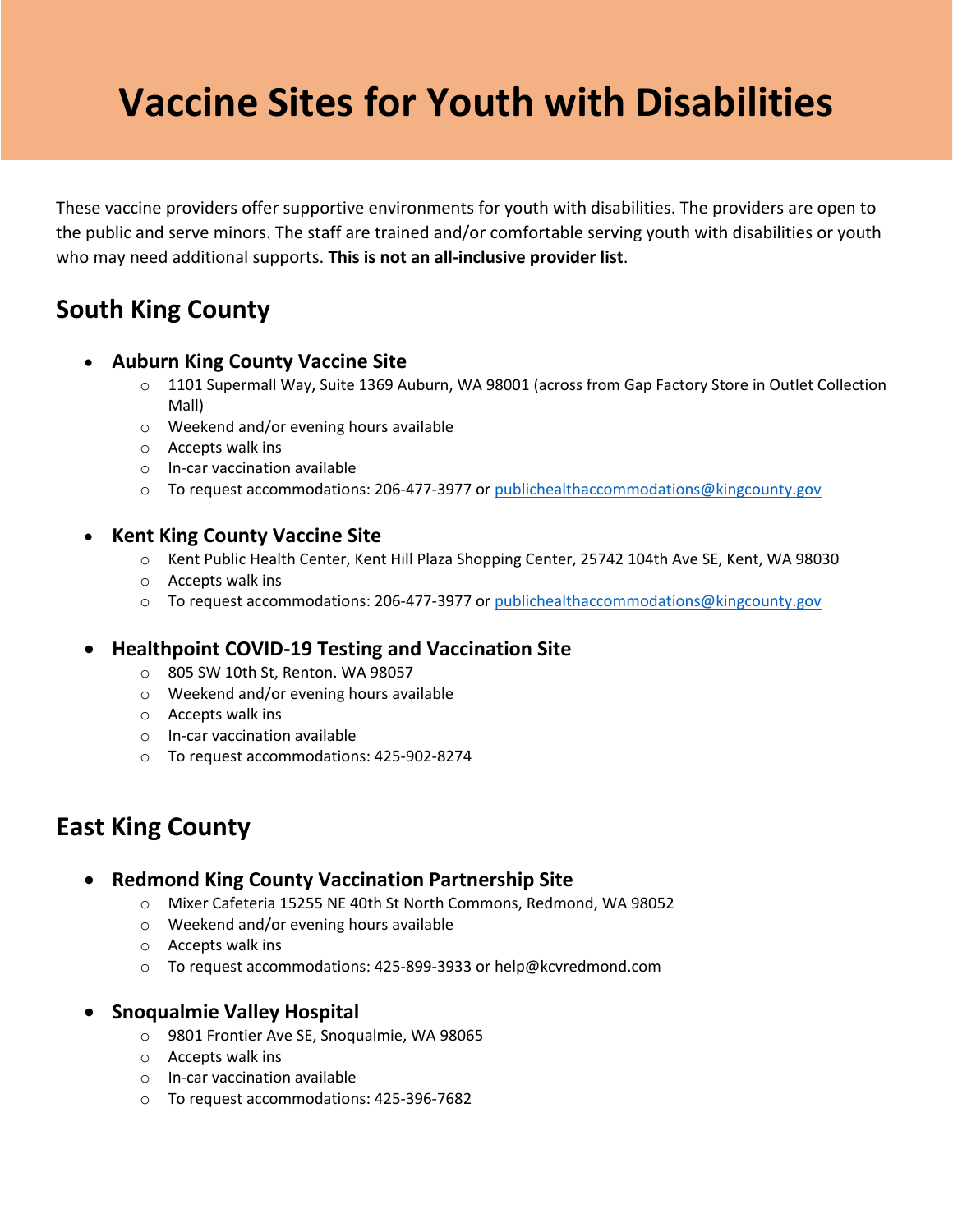# Vaccine Sites for Youth with Disabilities

These vaccine providers offer supportive environments for youth with disabilities. The providers are open to the public and serve minors. The staff are trained and/or comfortable serving youth with disabilities or youth who may need additional supports. **This is not an all-inclusive provider list**.

## South King County

- **Auburn King County Vaccine Site**
  - 1101 Supermall Way, Suite 1369 Auburn, WA 98001 (across from Gap Factory Store in Outlet Collection Mall)
  - Weekend and/or evening hours available
  - Accepts walk ins
  - In-car vaccination available
  - To request accommodations: 206-477-3977 or publichealthaccommodations@kingcounty.gov

- **Kent King County Vaccine Site**
  - Kent Public Health Center, Kent Hill Plaza Shopping Center, 25742 104th Ave SE, Kent, WA 98030
  - Accepts walk ins
  - To request accommodations: 206-477-3977 or publichealthaccommodations@kingcounty.gov

- **Healthpoint COVID-19 Testing and Vaccination Site**
  - 805 SW 10th St, Renton. WA 98057
  - Weekend and/or evening hours available
  - Accepts walk ins
  - In-car vaccination available
  - To request accommodations: 425-902-8274

## East King County

- **Redmond King County Vaccination Partnership Site**
  - Mixer Cafeteria 15255 NE 40th St North Commons, Redmond, WA 98052
  - Weekend and/or evening hours available
  - Accepts walk ins
  - To request accommodations: 425-899-3933 or help@kcvredmond.com

- **Snoqualmie Valley Hospital**
  - 9801 Frontier Ave SE, Snoqualmie, WA 98065
  - Accepts walk ins
  - In-car vaccination available
  - To request accommodations: 425-396-7682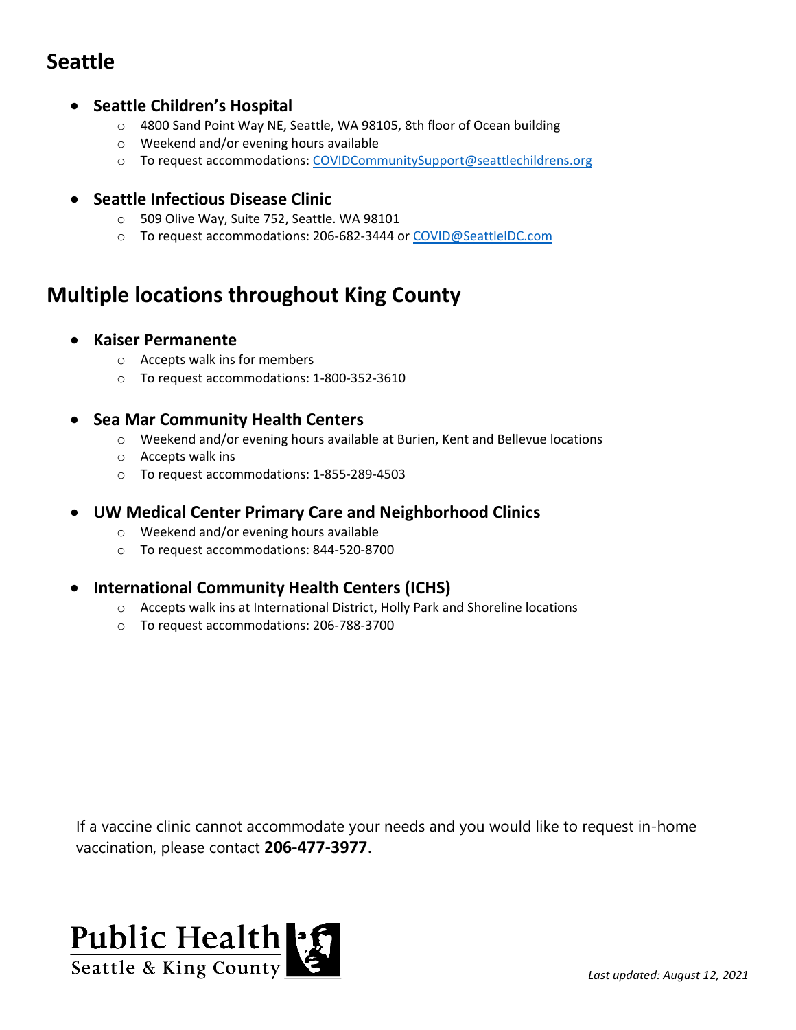## Seattle

- **Seattle Children's Hospital**
    - 4800 Sand Point Way NE, Seattle, WA 98105, 8th floor of Ocean building
    - Weekend and/or evening hours available
    - To request accommodations: COVIDCommunitySupport@seattlechildrens.org

- **Seattle Infectious Disease Clinic**
    - 509 Olive Way, Suite 752, Seattle. WA 98101
    - To request accommodations: 206-682-3444 or COVID@SeattleIDC.com

## Multiple locations throughout King County

- **Kaiser Permanente**
    - Accepts walk ins for members
    - To request accommodations: 1-800-352-3610

- **Sea Mar Community Health Centers**
    - Weekend and/or evening hours available at Burien, Kent and Bellevue locations
    - Accepts walk ins
    - To request accommodations: 1-855-289-4503

- **UW Medical Center Primary Care and Neighborhood Clinics**
    - Weekend and/or evening hours available
    - To request accommodations: 844-520-8700

- **International Community Health Centers (ICHS)**
    - Accepts walk ins at International District, Holly Park and Shoreline locations
    - To request accommodations: 206-788-3700

If a vaccine clinic cannot accommodate your needs and you would like to request in-home vaccination, please contact **206-477-3977**.

Public Health
Seattle & King County

*Last updated: August 12, 2021*